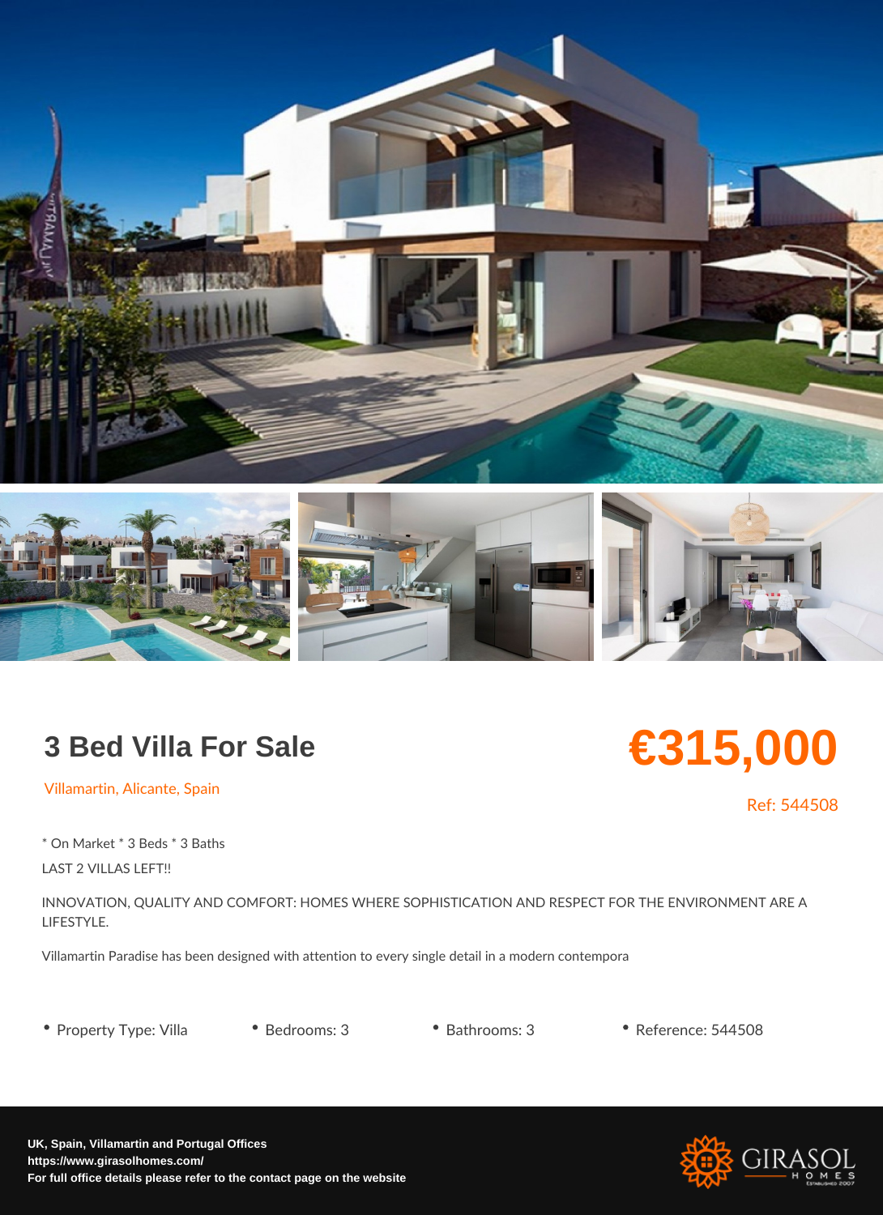# 3 Bed Villa For Sale

**€315,000**

Villamartin, Alicante, Spain

Ref: 544508

* On Market * 3 Beds * 3 Baths

LAST 2 VILLAS LEFT!!

INNOVATION, QUALITY AND COMFORT: HOMES WHERE SOPHISTICATION AND RESPECT FOR THE ENVIRONMENT ARE A LIFESTYLE.

Villamartin Paradise has been designed with attention to every single detail in a modern contempora

- Property Type: Villa
- Bedrooms: 3
- Bathrooms: 3
- Reference: 544508

**UK, Spain, Villamartin and Portugal Offices**
**https://www.girasolhomes.com/**
**For full office details please refer to the contact page on the website**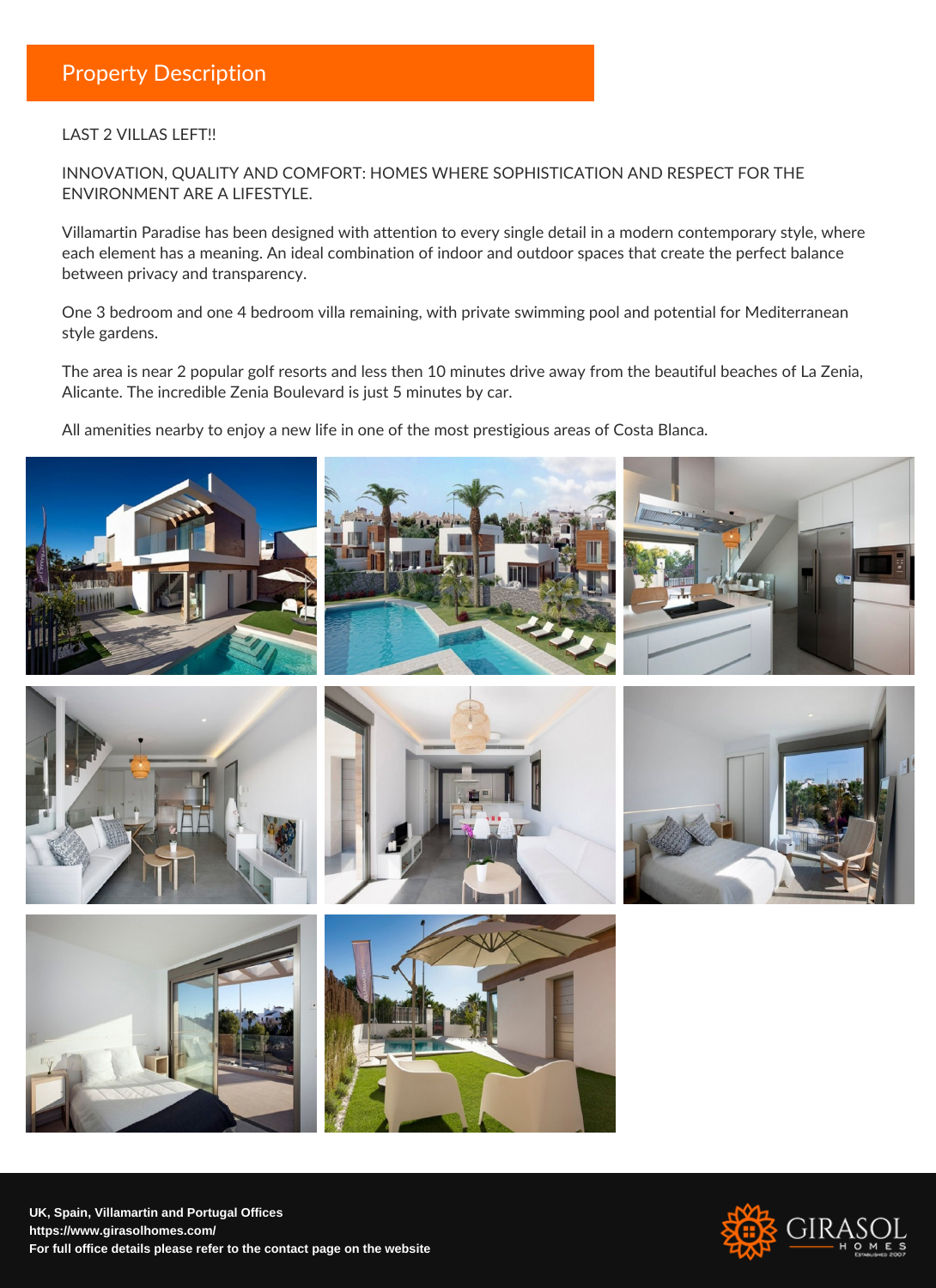## Property Description

LAST 2 VILLAS LEFT!!

INNOVATION, QUALITY AND COMFORT: HOMES WHERE SOPHISTICATION AND RESPECT FOR THE ENVIRONMENT ARE A LIFESTYLE.

Villamartin Paradise has been designed with attention to every single detail in a modern contemporary style, where each element has a meaning. An ideal combination of indoor and outdoor spaces that create the perfect balance between privacy and transparency.

One 3 bedroom and one 4 bedroom villa remaining, with private swimming pool and potential for Mediterranean style gardens.

The area is near 2 popular golf resorts and less then 10 minutes drive away from the beautiful beaches of La Zenia, Alicante. The incredible Zenia Boulevard is just 5 minutes by car.

All amenities nearby to enjoy a new life in one of the most prestigious areas of Costa Blanca.

**UK, Spain, Villamartin and Portugal Offices**
**https://www.girasolhomes.com/**
**For full office details please refer to the contact page on the website**